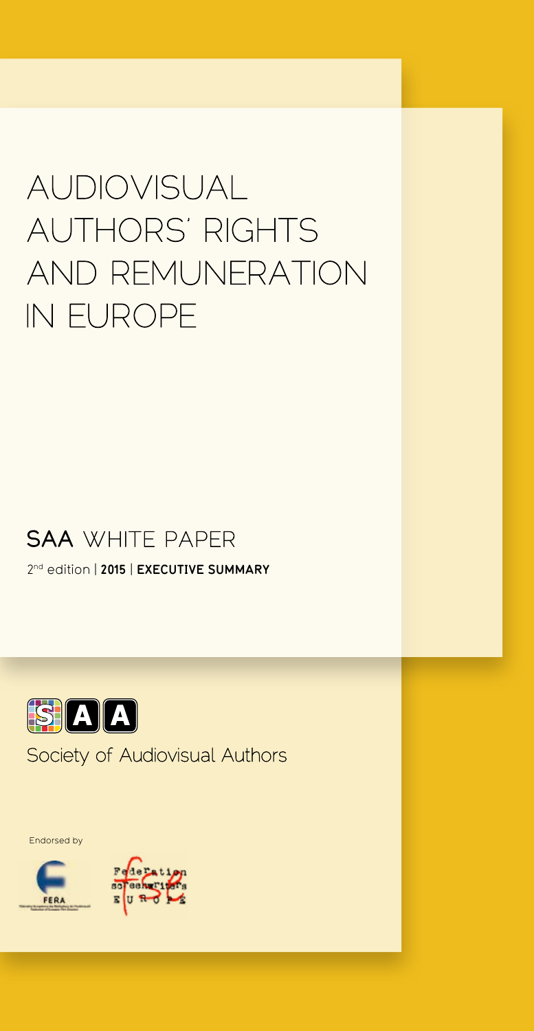# AUDIOVISUAL AUTHORS' RIGHTS AND REMUNERATION IN EUROPE

## SAA WHITE PAPER

2nd edition | **2015** | **EXECUTIVE SUMMARY**

SAA

Society of Audiovisual Authors

Endorsed by

FERA

Federation Screenwriters Europe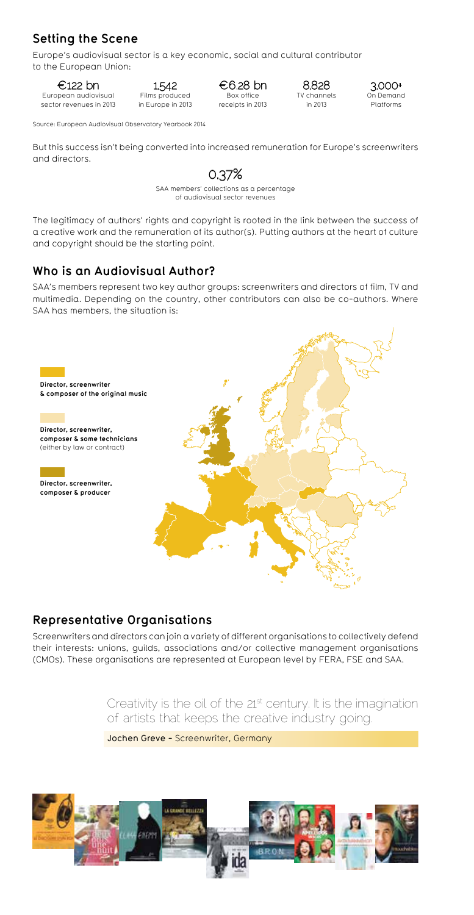## Setting the Scene

Europe's audiovisual sector is a key economic, social and cultural contributor to the European Union:

| €122 bn | 1,542 | €6.28 bn | 8,828 | 3,000+ |
|---|---|---|---|---|
| European audiovisual sector revenues in 2013 | Films produced in Europe in 2013 | Box office receipts in 2013 | TV channels in 2013 | On Demand Platforms |

Source: European Audiovisual Observatory Yearbook 2014

But this success isn't being converted into increased remuneration for Europe's screenwriters and directors.

**0.37%**

SAA members' collections as a percentage of audiovisual sector revenues

The legitimacy of authors' rights and copyright is rooted in the link between the success of a creative work and the remuneration of its author(s). Putting authors at the heart of culture and copyright should be the starting point.

## Who is an Audiovisual Author?

SAA's members represent two key author groups: screenwriters and directors of film, TV and multimedia. Depending on the country, other contributors can also be co-authors. Where SAA has members, the situation is:

- **Director, screenwriter & composer of the original music**
- **Director, screenwriter, composer & some technicians** (either by law or contract)
- **Director, screenwriter, composer & producer**

## Representative Organisations

Screenwriters and directors can join a variety of different organisations to collectively defend their interests: unions, guilds, associations and/or collective management organisations (CMOs). These organisations are represented at European level by FERA, FSE and SAA.

> Creativity is the oil of the 21st century. It is the imagination of artists that keeps the creative industry going.
>
> **Jochen Greve** – Screenwriter, Germany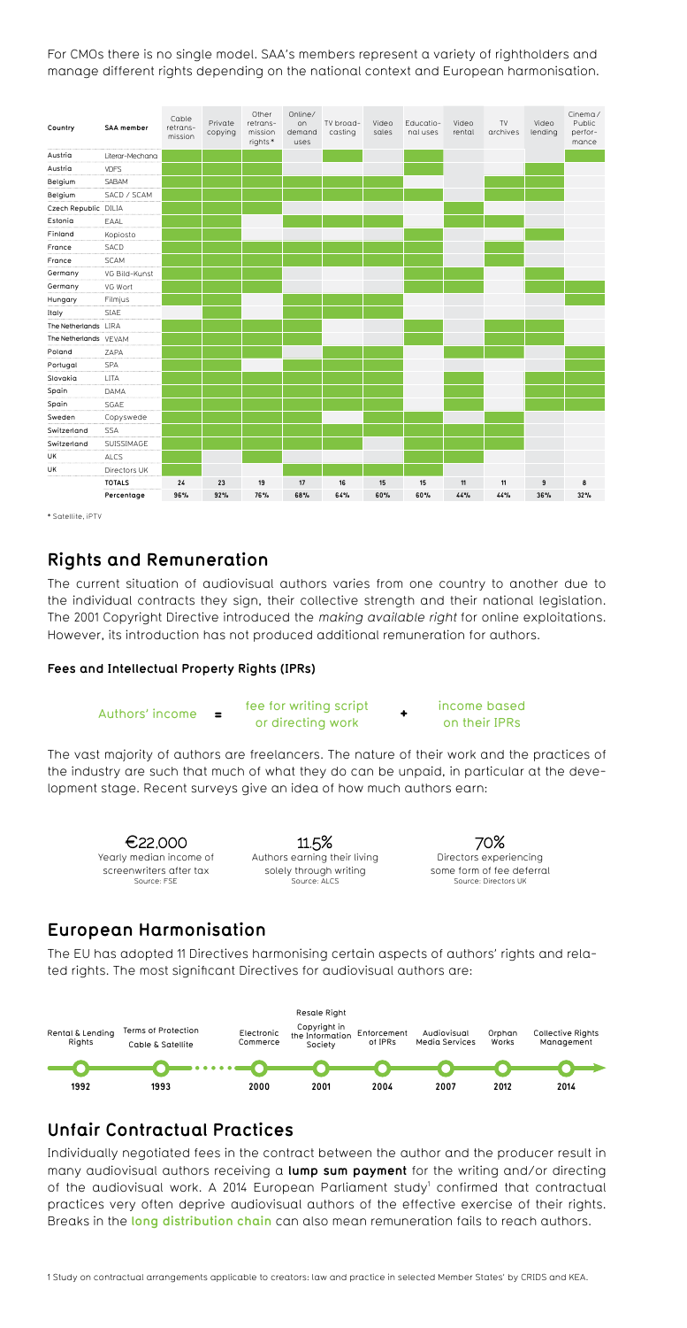For CMOs there is no single model. SAA's members represent a variety of rightholders and manage different rights depending on the national context and European harmonisation.

| Country | SAA member | Cable retrans-mission | Private copying | Other retrans-mission rights* | Online/on demand uses | TV broad-casting | Video sales | Educatio-nal uses | Video rental | TV archives | Video lending | Cinema/Public perfor-mance |
|---|---|---|---|---|---|---|---|---|---|---|---|---|
| Austria | Literar-Mechana | ✓ | ✓ | ✓ | | ✓ | | ✓ | | | | ✓ |
| Austria | VDFS | ✓ | ✓ | ✓ | | | | ✓ | | | ✓ | ✓ |
| Belgium | SABAM | ✓ | ✓ | ✓ | ✓ | ✓ | ✓ | | | ✓ | ✓ | |
| Belgium | SACD / SCAM | ✓ | ✓ | ✓ | ✓ | ✓ | ✓ | ✓ | | ✓ | ✓ | |
| Czech Republic | DILIA | ✓ | ✓ | ✓ | | | | | ✓ | | | |
| Estonia | EAAL | ✓ | ✓ | | ✓ | ✓ | ✓ | | ✓ | ✓ | | |
| Finland | Kopiosto | ✓ | ✓ | | | | | ✓ | | | ✓ | |
| France | SACD | ✓ | ✓ | ✓ | ✓ | ✓ | ✓ | ✓ | | ✓ | | |
| France | SCAM | ✓ | ✓ | ✓ | ✓ | ✓ | ✓ | ✓ | | ✓ | | |
| Germany | VG Bild-Kunst | ✓ | ✓ | ✓ | | | | ✓ | ✓ | | ✓ | |
| Germany | VG Wort | ✓ | ✓ | ✓ | | | | ✓ | ✓ | | ✓ | |
| Hungary | Filmjus | ✓ | ✓ | | ✓ | ✓ | | | | | | ✓ |
| Italy | SIAE | | ✓ | | ✓ | ✓ | ✓ | | | | | |
| The Netherlands | LIRA | ✓ | ✓ | ✓ | ✓ | | | ✓ | | ✓ | ✓ | |
| The Netherlands | VEVAM | ✓ | ✓ | ✓ | ✓ | | | ✓ | | ✓ | ✓ | |
| Poland | ZAPA | ✓ | ✓ | ✓ | ✓ | ✓ | | | ✓ | ✓ | | ✓ |
| Portugal | SPA | ✓ | ✓ | | ✓ | ✓ | ✓ | | ✓ | | | ✓ |
| Slovakia | LITA | ✓ | ✓ | ✓ | ✓ | ✓ | ✓ | | ✓ | | ✓ | ✓ |
| Spain | DAMA | ✓ | ✓ | ✓ | ✓ | ✓ | ✓ | | ✓ | | ✓ | ✓ |
| Spain | SGAE | ✓ | ✓ | ✓ | ✓ | ✓ | ✓ | | ✓ | | ✓ | ✓ |
| Sweden | Copyswede | ✓ | ✓ | ✓ | | ✓ | ✓ | ✓ | | ✓ | | |
| Switzerland | SSA | ✓ | ✓ | ✓ | ✓ | | ✓ | | ✓ | ✓ | | |
| Switzerland | SUISSIMAGE | ✓ | ✓ | ✓ | ✓ | | ✓ | ✓ | ✓ | | | |
| UK | ALCS | ✓ | | ✓ | | | | ✓ | ✓ | | | |
| UK | Directors UK | ✓ | | ✓ | | ✓ | ✓ | | | | | |
| | **TOTALS** | 24 | 23 | 19 | 17 | 16 | 15 | 15 | 11 | 11 | 9 | 8 |
| | **Percentage** | 96% | 92% | 76% | 68% | 64% | 60% | 60% | 44% | 44% | 36% | 32% |

* Satellite, IPTV

## Rights and Remuneration

The current situation of audiovisual authors varies from one country to another due to the individual contracts they sign, their collective strength and their national legislation. The 2001 Copyright Directive introduced the *making available right* for online exploitations. However, its introduction has not produced additional remuneration for authors.

### Fees and Intellectual Property Rights (IPRs)

Authors' income **=** fee for writing script or directing work **+** income based on their IPRs

The vast majority of authors are freelancers. The nature of their work and the practices of the industry are such that much of what they do can be unpaid, in particular at the development stage. Recent surveys give an idea of how much authors earn:

**€22,000**
Yearly median income of screenwriters after tax
Source: FSE

**11.5%**
Authors earning their living solely through writing
Source: ALCS

**70%**
Directors experiencing some form of fee deferral
Source: Directors UK

## European Harmonisation

The EU has adopted 11 Directives harmonising certain aspects of authors' rights and related rights. The most significant Directives for audiovisual authors are:

- **1992** – Rental & Lending Rights
- **1993** – Terms of Protection; Cable & Satellite
- **2000** – Electronic Commerce
- **2001** – Resale Right; Copyright in the Information Society
- **2004** – Enforcement of IPRs
- **2007** – Audiovisual Media Services
- **2012** – Orphan Works
- **2014** – Collective Rights Management

## Unfair Contractual Practices

Individually negotiated fees in the contract between the author and the producer result in many audiovisual authors receiving a **lump sum payment** for the writing and/or directing of the audiovisual work. A 2014 European Parliament study[1] confirmed that contractual practices very often deprive audiovisual authors of the effective exercise of their rights. Breaks in the **long distribution chain** can also mean remuneration fails to reach authors.

1 Study on contractual arrangements applicable to creators: law and practice in selected Member States' by CRIDS and KEA.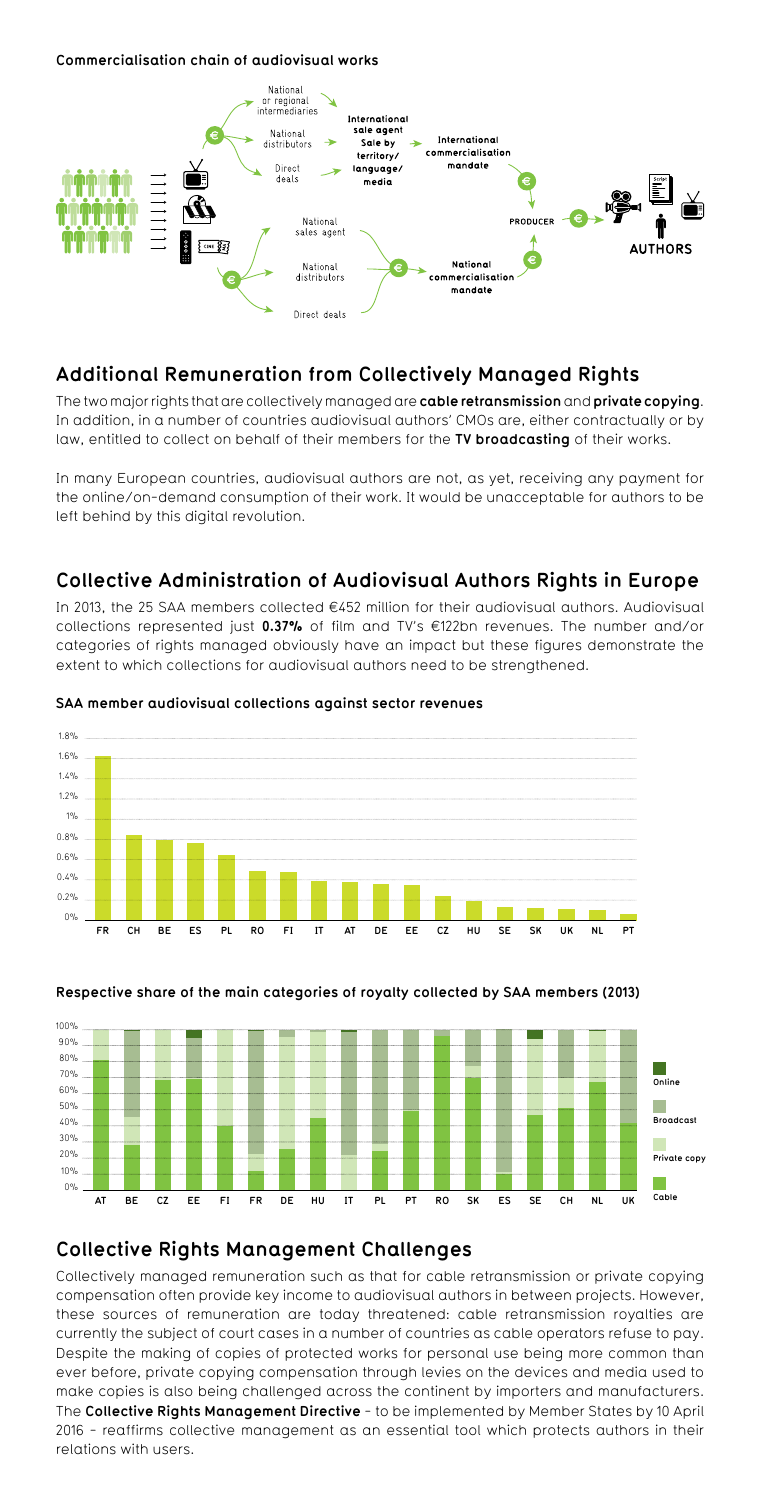**Commercialisation chain of audiovisual works**

National or regional intermediaries

National distributors

Direct deals

International sale agent Sale by territory/ language/ media

International commercialisation mandate

PRODUCER

AUTHORS

National sales agent

National distributors

Direct deals

National commercialisation mandate

## Additional Remuneration from Collectively Managed Rights

The two major rights that are collectively managed are **cable retransmission** and **private copying**. In addition, in a number of countries audiovisual authors' CMOs are, either contractually or by law, entitled to collect on behalf of their members for the **TV broadcasting** of their works.

In many European countries, audiovisual authors are not, as yet, receiving any payment for the online/on-demand consumption of their work. It would be unacceptable for authors to be left behind by this digital revolution.

## Collective Administration of Audiovisual Authors Rights in Europe

In 2013, the 25 SAA members collected €452 million for their audiovisual authors. Audiovisual collections represented just **0.37%** of film and TV's €122bn revenues. The number and/or categories of rights managed obviously have an impact but these figures demonstrate the extent to which collections for audiovisual authors need to be strengthened.

**SAA member audiovisual collections against sector revenues**

1.8% 1.6% 1.4% 1.2% 1% 0.8% 0.6% 0.4% 0.2% 0%

FR CH BE ES PL RO FI IT AT DE EE CZ HU SE SK UK NL PT

**Respective share of the main categories of royalty collected by SAA members (2013)**

100% 90% 80% 70% 60% 50% 40% 30% 20% 10% 0%

AT BE CZ EE FI FR DE HU IT PL PT RO SK ES SE CH NL UK

Online

Broadcast

Private copy

Cable

## Collective Rights Management Challenges

Collectively managed remuneration such as that for cable retransmission or private copying compensation often provide key income to audiovisual authors in between projects. However, these sources of remuneration are today threatened: cable retransmission royalties are currently the subject of court cases in a number of countries as cable operators refuse to pay. Despite the making of copies of protected works for personal use being more common than ever before, private copying compensation through levies on the devices and media used to make copies is also being challenged across the continent by importers and manufacturers. The **Collective Rights Management Directive** – to be implemented by Member States by 10 April 2016 – reaffirms collective management as an essential tool which protects authors in their relations with users.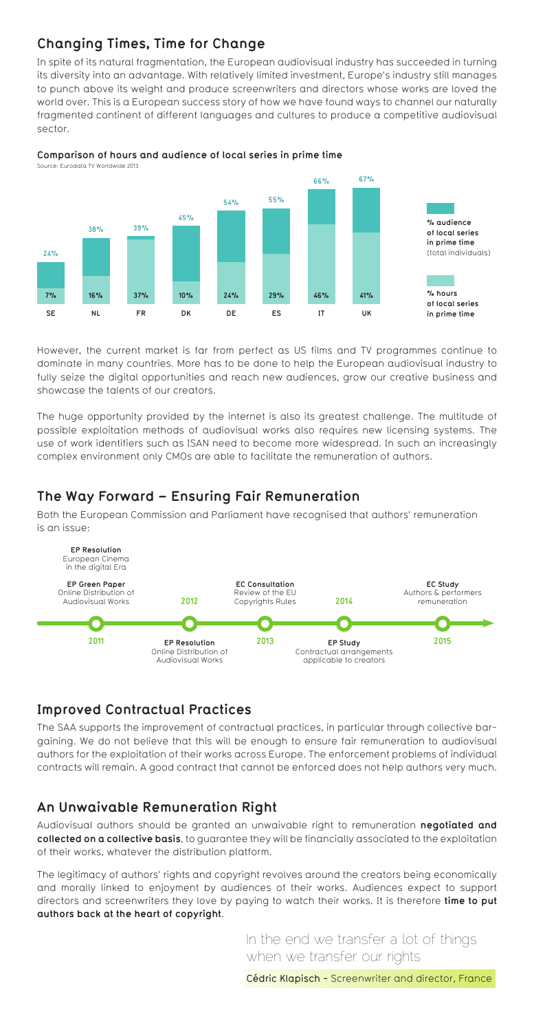## Changing Times, Time for Change

In spite of its natural fragmentation, the European audiovisual industry has succeeded in turning its diversity into an advantage. With relatively limited investment, Europe's industry still manages to punch above its weight and produce screenwriters and directors whose works are loved the world over. This is a European success story of how we have found ways to channel our naturally fragmented continent of different languages and cultures to produce a competitive audiovisual sector.

**Comparison of hours and audience of local series in prime time**

Source: Eurodata TV Worldwide 2013

| | SE | NL | FR | DK | DE | ES | IT | UK |
|---|---|---|---|---|---|---|---|---|
| % audience of local series in prime time (total individuals) | 24% | 38% | 39% | 45% | 54% | 55% | 66% | 67% |
| % hours of local series in prime time | 7% | 16% | 37% | 10% | 24% | 29% | 46% | 41% |

However, the current market is far from perfect as US films and TV programmes continue to dominate in many countries. More has to be done to help the European audiovisual industry to fully seize the digital opportunities and reach new audiences, grow our creative business and showcase the talents of our creators.

The huge opportunity provided by the internet is also its greatest challenge. The multitude of possible exploitation methods of audiovisual works also requires new licensing systems. The use of work identifiers such as ISAN need to become more widespread. In such an increasingly complex environment only CMOs are able to facilitate the remuneration of authors.

## The Way Forward – Ensuring Fair Remuneration

Both the European Commission and Parliament have recognised that authors' remuneration is an issue:

- **2011** – **EP Resolution** European Cinema in the digital Era; **EP Green Paper** Online Distribution of Audiovisual Works
- **2012** – **EP Resolution** Online Distribution of Audiovisual Works
- **2013** – **EC Consultation** Review of the EU Copyrights Rules
- **2014** – **EP Study** Contractual arrangements applicable to creators
- **2015** – **EC Study** Authors & performers remuneration

## Improved Contractual Practices

The SAA supports the improvement of contractual practices, in particular through collective bargaining. We do not believe that this will be enough to ensure fair remuneration to audiovisual authors for the exploitation of their works across Europe. The enforcement problems of individual contracts will remain. A good contract that cannot be enforced does not help authors very much.

## An Unwaivable Remuneration Right

Audiovisual authors should be granted an unwaivable right to remuneration **negotiated and collected on a collective basis**, to guarantee they will be financially associated to the exploitation of their works, whatever the distribution platform.

The legitimacy of authors' rights and copyright revolves around the creators being economically and morally linked to enjoyment by audiences of their works. Audiences expect to support directors and screenwriters they love by paying to watch their works. It is therefore **time to put authors back at the heart of copyright**.

> In the end we transfer a lot of things when we transfer our rights
>
> **Cédric Klapisch** - Screenwriter and director, France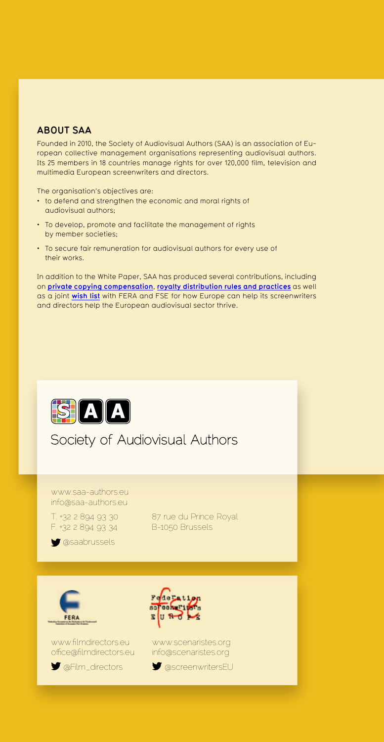## ABOUT SAA

Founded in 2010, the Society of Audiovisual Authors (SAA) is an association of European collective management organisations representing audiovisual authors. Its 25 members in 18 countries manage rights for over 120,000 film, television and multimedia European screenwriters and directors.

The organisation's objectives are:

- to defend and strengthen the economic and moral rights of audiovisual authors;
- To develop, promote and facilitate the management of rights by member societies;
- To secure fair remuneration for audiovisual authors for every use of their works.

In addition to the White Paper, SAA has produced several contributions, including on **private copying compensation**, **royalty distribution rules and practices** as well as a joint **wish list** with FERA and FSE for how Europe can help its screenwriters and directors help the European audiovisual sector thrive.

SAA

Society of Audiovisual Authors

www.saa-authors.eu
info@saa-authors.eu

T. +32 2 894 93 30
F. +32 2 894 93 34

87 rue du Prince Royal
B-1050 Brussels

@saabrussels

FERA

www.filmdirectors.eu
office@filmdirectors.eu

@Film_directors

Federation screenwriters Europe

www.scenaristes.org
info@scenaristes.org

@screenwritersEU